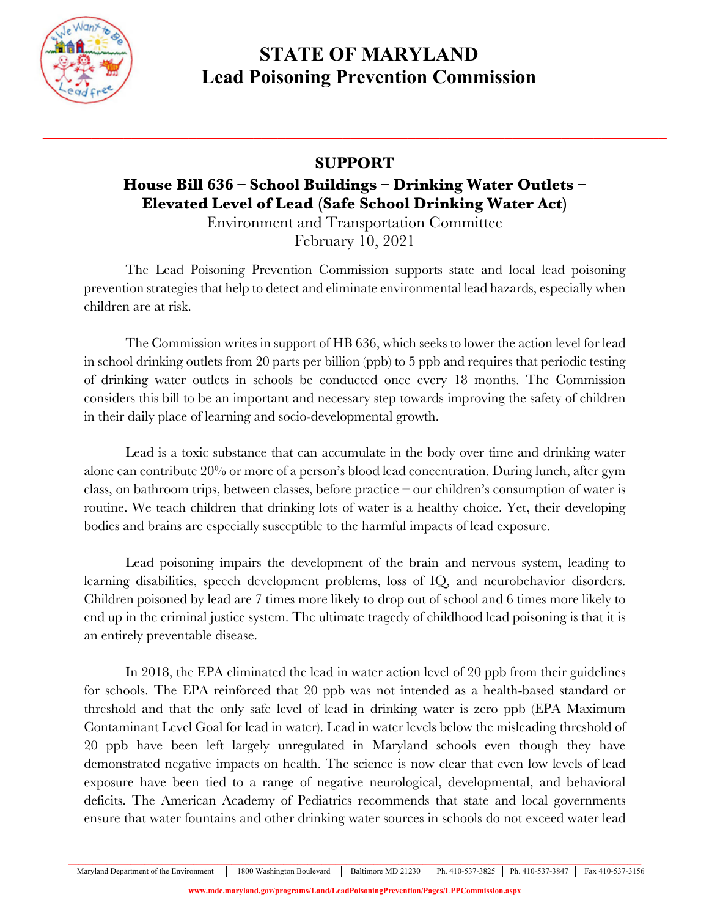# STATE OF MARYLAND
# Lead Poisoning Prevention Commission

## SUPPORT

### House Bill 636 – School Buildings – Drinking Water Outlets – Elevated Level of Lead (Safe School Drinking Water Act)

Environment and Transportation Committee
February 10, 2021

The Lead Poisoning Prevention Commission supports state and local lead poisoning prevention strategies that help to detect and eliminate environmental lead hazards, especially when children are at risk.

The Commission writes in support of HB 636, which seeks to lower the action level for lead in school drinking outlets from 20 parts per billion (ppb) to 5 ppb and requires that periodic testing of drinking water outlets in schools be conducted once every 18 months. The Commission considers this bill to be an important and necessary step towards improving the safety of children in their daily place of learning and socio-developmental growth.

Lead is a toxic substance that can accumulate in the body over time and drinking water alone can contribute 20% or more of a person's blood lead concentration. During lunch, after gym class, on bathroom trips, between classes, before practice – our children's consumption of water is routine. We teach children that drinking lots of water is a healthy choice. Yet, their developing bodies and brains are especially susceptible to the harmful impacts of lead exposure.

Lead poisoning impairs the development of the brain and nervous system, leading to learning disabilities, speech development problems, loss of IQ, and neurobehavior disorders. Children poisoned by lead are 7 times more likely to drop out of school and 6 times more likely to end up in the criminal justice system. The ultimate tragedy of childhood lead poisoning is that it is an entirely preventable disease.

In 2018, the EPA eliminated the lead in water action level of 20 ppb from their guidelines for schools. The EPA reinforced that 20 ppb was not intended as a health-based standard or threshold and that the only safe level of lead in drinking water is zero ppb (EPA Maximum Contaminant Level Goal for lead in water). Lead in water levels below the misleading threshold of 20 ppb have been left largely unregulated in Maryland schools even though they have demonstrated negative impacts on health. The science is now clear that even low levels of lead exposure have been tied to a range of negative neurological, developmental, and behavioral deficits. The American Academy of Pediatrics recommends that state and local governments ensure that water fountains and other drinking water sources in schools do not exceed water lead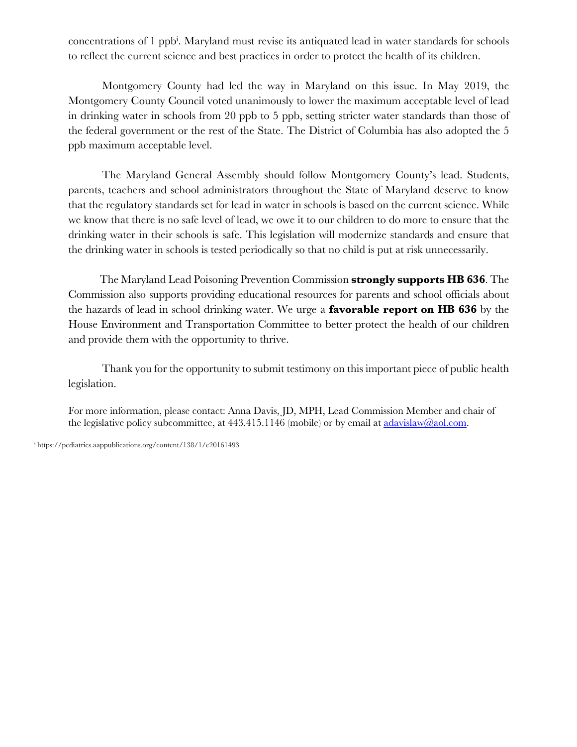concentrations of 1 ppb[i]. Maryland must revise its antiquated lead in water standards for schools to reflect the current science and best practices in order to protect the health of its children.

Montgomery County had led the way in Maryland on this issue. In May 2019, the Montgomery County Council voted unanimously to lower the maximum acceptable level of lead in drinking water in schools from 20 ppb to 5 ppb, setting stricter water standards than those of the federal government or the rest of the State. The District of Columbia has also adopted the 5 ppb maximum acceptable level.

The Maryland General Assembly should follow Montgomery County's lead. Students, parents, teachers and school administrators throughout the State of Maryland deserve to know that the regulatory standards set for lead in water in schools is based on the current science. While we know that there is no safe level of lead, we owe it to our children to do more to ensure that the drinking water in their schools is safe. This legislation will modernize standards and ensure that the drinking water in schools is tested periodically so that no child is put at risk unnecessarily.

The Maryland Lead Poisoning Prevention Commission **strongly supports HB 636**. The Commission also supports providing educational resources for parents and school officials about the hazards of lead in school drinking water. We urge a **favorable report on HB 636** by the House Environment and Transportation Committee to better protect the health of our children and provide them with the opportunity to thrive.

Thank you for the opportunity to submit testimony on this important piece of public health legislation.

For more information, please contact: Anna Davis, JD, MPH, Lead Commission Member and chair of the legislative policy subcommittee, at 443.415.1146 (mobile) or by email at adavislaw@aol.com.

---

[i] https://pediatrics.aappublications.org/content/138/1/e20161493